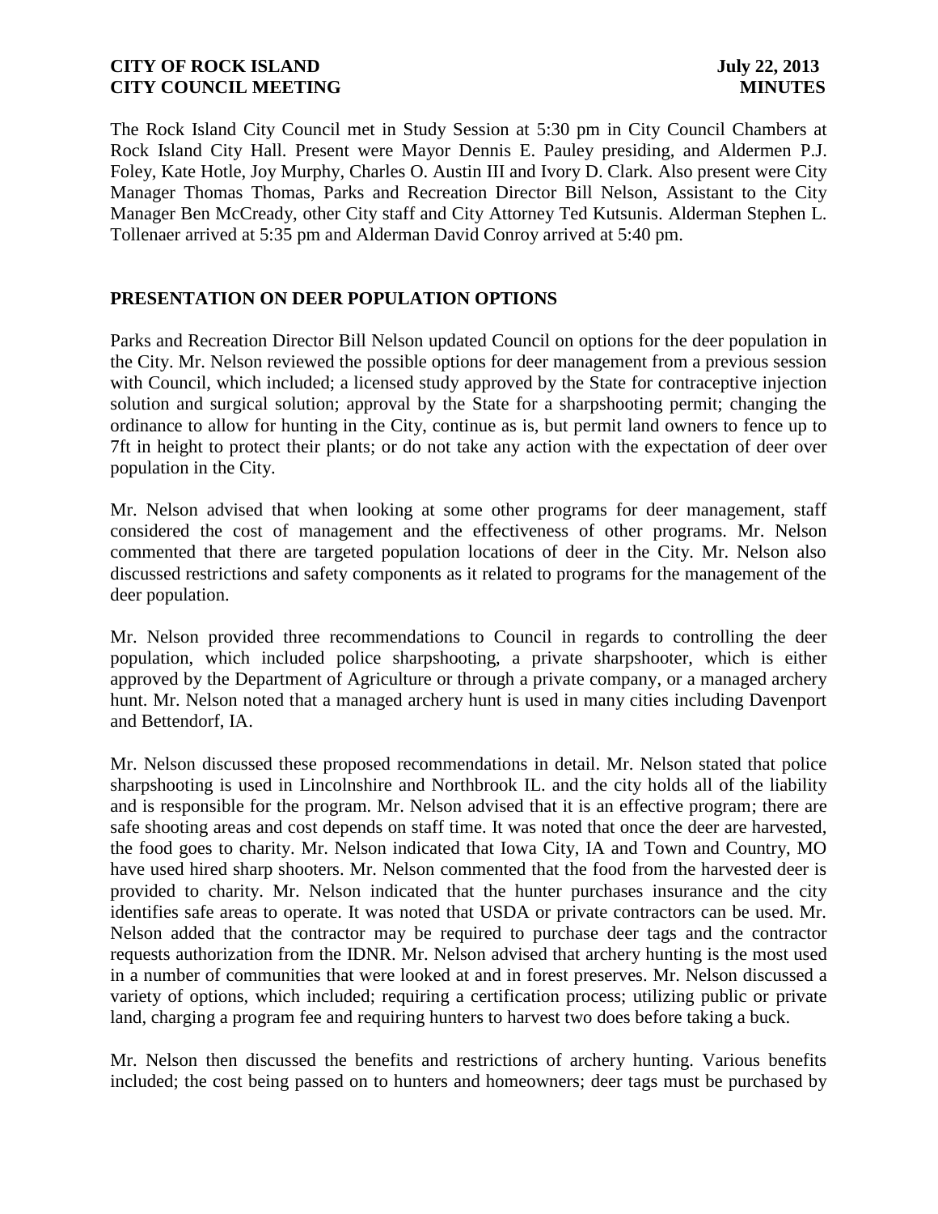The Rock Island City Council met in Study Session at 5:30 pm in City Council Chambers at Rock Island City Hall. Present were Mayor Dennis E. Pauley presiding, and Aldermen P.J. Foley, Kate Hotle, Joy Murphy, Charles O. Austin III and Ivory D. Clark. Also present were City Manager Thomas Thomas, Parks and Recreation Director Bill Nelson, Assistant to the City Manager Ben McCready, other City staff and City Attorney Ted Kutsunis. Alderman Stephen L. Tollenaer arrived at 5:35 pm and Alderman David Conroy arrived at 5:40 pm.

## PRESENTATION ON DEER POPULATION OPTIONS

Parks and Recreation Director Bill Nelson updated Council on options for the deer population in the City. Mr. Nelson reviewed the possible options for deer management from a previous session with Council, which included; a licensed study approved by the State for contraceptive injection solution and surgical solution; approval by the State for a sharpshooting permit; changing the ordinance to allow for hunting in the City, continue as is, but permit land owners to fence up to 7ft in height to protect their plants; or do not take any action with the expectation of deer over population in the City.

Mr. Nelson advised that when looking at some other programs for deer management, staff considered the cost of management and the effectiveness of other programs. Mr. Nelson commented that there are targeted population locations of deer in the City. Mr. Nelson also discussed restrictions and safety components as it related to programs for the management of the deer population.

Mr. Nelson provided three recommendations to Council in regards to controlling the deer population, which included police sharpshooting, a private sharpshooter, which is either approved by the Department of Agriculture or through a private company, or a managed archery hunt. Mr. Nelson noted that a managed archery hunt is used in many cities including Davenport and Bettendorf, IA.

Mr. Nelson discussed these proposed recommendations in detail. Mr. Nelson stated that police sharpshooting is used in Lincolnshire and Northbrook IL. and the city holds all of the liability and is responsible for the program. Mr. Nelson advised that it is an effective program; there are safe shooting areas and cost depends on staff time. It was noted that once the deer are harvested, the food goes to charity. Mr. Nelson indicated that Iowa City, IA and Town and Country, MO have used hired sharp shooters. Mr. Nelson commented that the food from the harvested deer is provided to charity. Mr. Nelson indicated that the hunter purchases insurance and the city identifies safe areas to operate. It was noted that USDA or private contractors can be used. Mr. Nelson added that the contractor may be required to purchase deer tags and the contractor requests authorization from the IDNR. Mr. Nelson advised that archery hunting is the most used in a number of communities that were looked at and in forest preserves. Mr. Nelson discussed a variety of options, which included; requiring a certification process; utilizing public or private land, charging a program fee and requiring hunters to harvest two does before taking a buck.

Mr. Nelson then discussed the benefits and restrictions of archery hunting. Various benefits included; the cost being passed on to hunters and homeowners; deer tags must be purchased by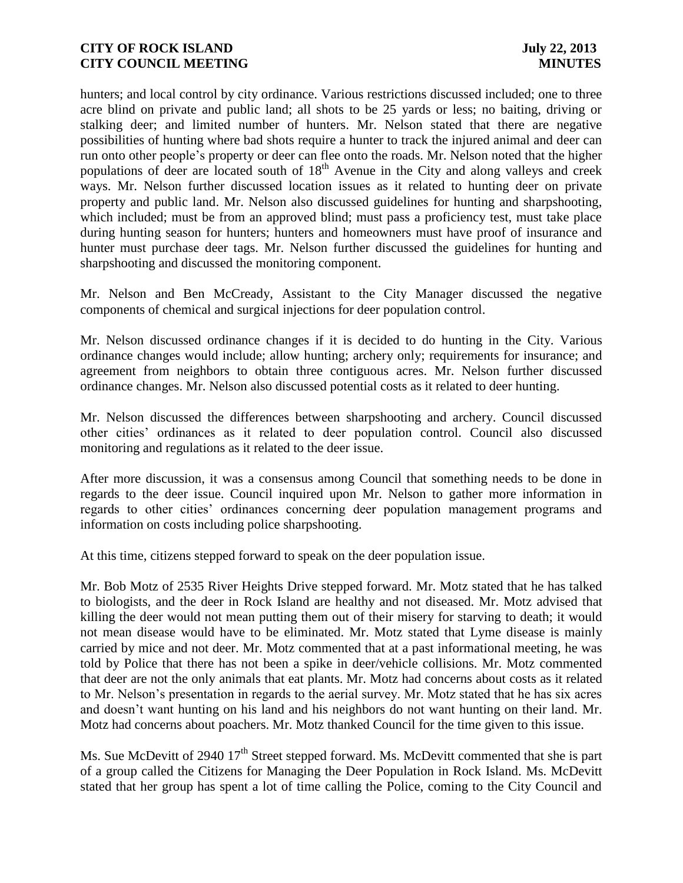hunters; and local control by city ordinance. Various restrictions discussed included; one to three acre blind on private and public land; all shots to be 25 yards or less; no baiting, driving or stalking deer; and limited number of hunters. Mr. Nelson stated that there are negative possibilities of hunting where bad shots require a hunter to track the injured animal and deer can run onto other people's property or deer can flee onto the roads. Mr. Nelson noted that the higher populations of deer are located south of 18th Avenue in the City and along valleys and creek ways. Mr. Nelson further discussed location issues as it related to hunting deer on private property and public land. Mr. Nelson also discussed guidelines for hunting and sharpshooting, which included; must be from an approved blind; must pass a proficiency test, must take place during hunting season for hunters; hunters and homeowners must have proof of insurance and hunter must purchase deer tags. Mr. Nelson further discussed the guidelines for hunting and sharpshooting and discussed the monitoring component.

Mr. Nelson and Ben McCready, Assistant to the City Manager discussed the negative components of chemical and surgical injections for deer population control.

Mr. Nelson discussed ordinance changes if it is decided to do hunting in the City. Various ordinance changes would include; allow hunting; archery only; requirements for insurance; and agreement from neighbors to obtain three contiguous acres. Mr. Nelson further discussed ordinance changes. Mr. Nelson also discussed potential costs as it related to deer hunting.

Mr. Nelson discussed the differences between sharpshooting and archery. Council discussed other cities' ordinances as it related to deer population control. Council also discussed monitoring and regulations as it related to the deer issue.

After more discussion, it was a consensus among Council that something needs to be done in regards to the deer issue. Council inquired upon Mr. Nelson to gather more information in regards to other cities' ordinances concerning deer population management programs and information on costs including police sharpshooting.

At this time, citizens stepped forward to speak on the deer population issue.

Mr. Bob Motz of 2535 River Heights Drive stepped forward. Mr. Motz stated that he has talked to biologists, and the deer in Rock Island are healthy and not diseased. Mr. Motz advised that killing the deer would not mean putting them out of their misery for starving to death; it would not mean disease would have to be eliminated. Mr. Motz stated that Lyme disease is mainly carried by mice and not deer. Mr. Motz commented that at a past informational meeting, he was told by Police that there has not been a spike in deer/vehicle collisions. Mr. Motz commented that deer are not the only animals that eat plants. Mr. Motz had concerns about costs as it related to Mr. Nelson's presentation in regards to the aerial survey. Mr. Motz stated that he has six acres and doesn't want hunting on his land and his neighbors do not want hunting on their land. Mr. Motz had concerns about poachers. Mr. Motz thanked Council for the time given to this issue.

Ms. Sue McDevitt of 2940 17th Street stepped forward. Ms. McDevitt commented that she is part of a group called the Citizens for Managing the Deer Population in Rock Island. Ms. McDevitt stated that her group has spent a lot of time calling the Police, coming to the City Council and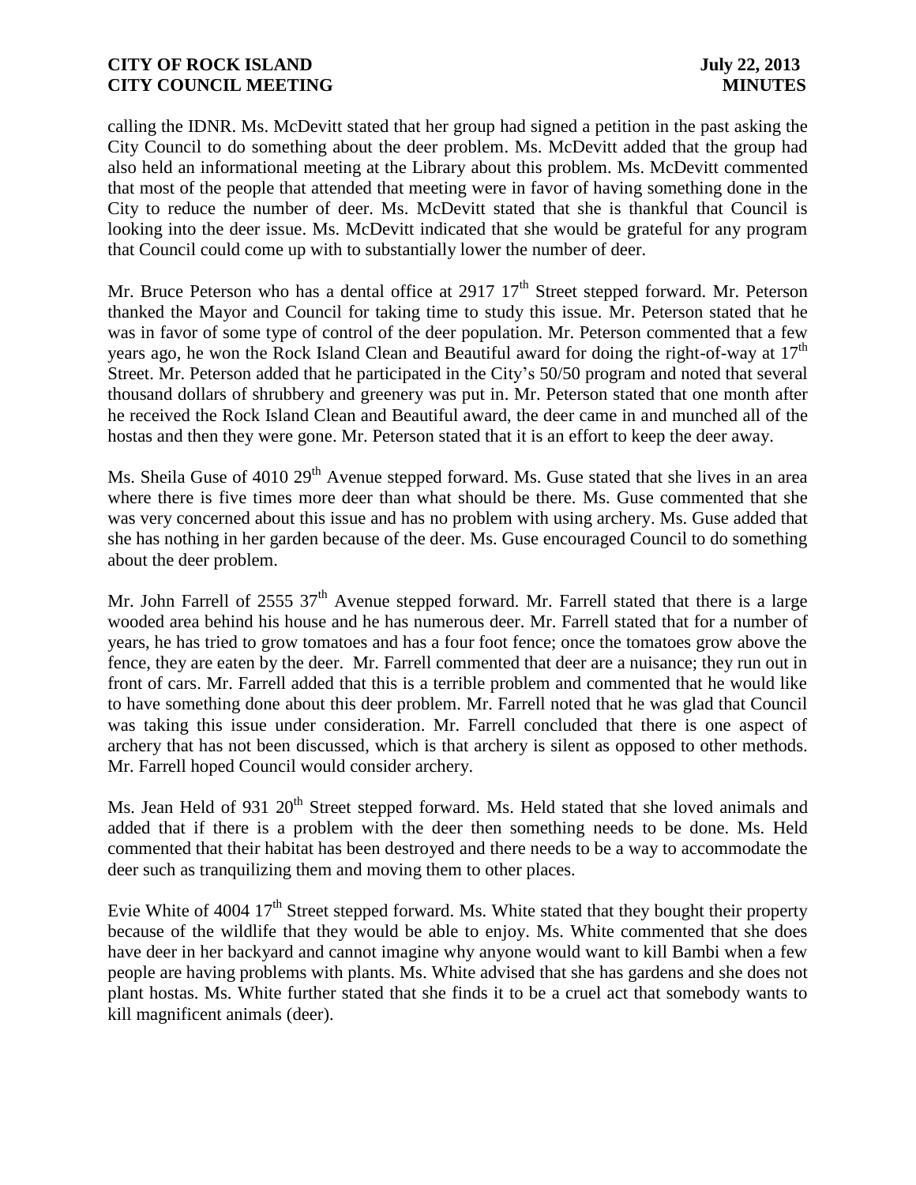calling the IDNR. Ms. McDevitt stated that her group had signed a petition in the past asking the City Council to do something about the deer problem. Ms. McDevitt added that the group had also held an informational meeting at the Library about this problem. Ms. McDevitt commented that most of the people that attended that meeting were in favor of having something done in the City to reduce the number of deer. Ms. McDevitt stated that she is thankful that Council is looking into the deer issue. Ms. McDevitt indicated that she would be grateful for any program that Council could come up with to substantially lower the number of deer.

Mr. Bruce Peterson who has a dental office at 2917 17th Street stepped forward. Mr. Peterson thanked the Mayor and Council for taking time to study this issue. Mr. Peterson stated that he was in favor of some type of control of the deer population. Mr. Peterson commented that a few years ago, he won the Rock Island Clean and Beautiful award for doing the right-of-way at 17th Street. Mr. Peterson added that he participated in the City's 50/50 program and noted that several thousand dollars of shrubbery and greenery was put in. Mr. Peterson stated that one month after he received the Rock Island Clean and Beautiful award, the deer came in and munched all of the hostas and then they were gone. Mr. Peterson stated that it is an effort to keep the deer away.

Ms. Sheila Guse of 4010 29th Avenue stepped forward. Ms. Guse stated that she lives in an area where there is five times more deer than what should be there. Ms. Guse commented that she was very concerned about this issue and has no problem with using archery. Ms. Guse added that she has nothing in her garden because of the deer. Ms. Guse encouraged Council to do something about the deer problem.

Mr. John Farrell of 2555 37th Avenue stepped forward. Mr. Farrell stated that there is a large wooded area behind his house and he has numerous deer. Mr. Farrell stated that for a number of years, he has tried to grow tomatoes and has a four foot fence; once the tomatoes grow above the fence, they are eaten by the deer. Mr. Farrell commented that deer are a nuisance; they run out in front of cars. Mr. Farrell added that this is a terrible problem and commented that he would like to have something done about this deer problem. Mr. Farrell noted that he was glad that Council was taking this issue under consideration. Mr. Farrell concluded that there is one aspect of archery that has not been discussed, which is that archery is silent as opposed to other methods. Mr. Farrell hoped Council would consider archery.

Ms. Jean Held of 931 20th Street stepped forward. Ms. Held stated that she loved animals and added that if there is a problem with the deer then something needs to be done. Ms. Held commented that their habitat has been destroyed and there needs to be a way to accommodate the deer such as tranquilizing them and moving them to other places.

Evie White of 4004 17th Street stepped forward. Ms. White stated that they bought their property because of the wildlife that they would be able to enjoy. Ms. White commented that she does have deer in her backyard and cannot imagine why anyone would want to kill Bambi when a few people are having problems with plants. Ms. White advised that she has gardens and she does not plant hostas. Ms. White further stated that she finds it to be a cruel act that somebody wants to kill magnificent animals (deer).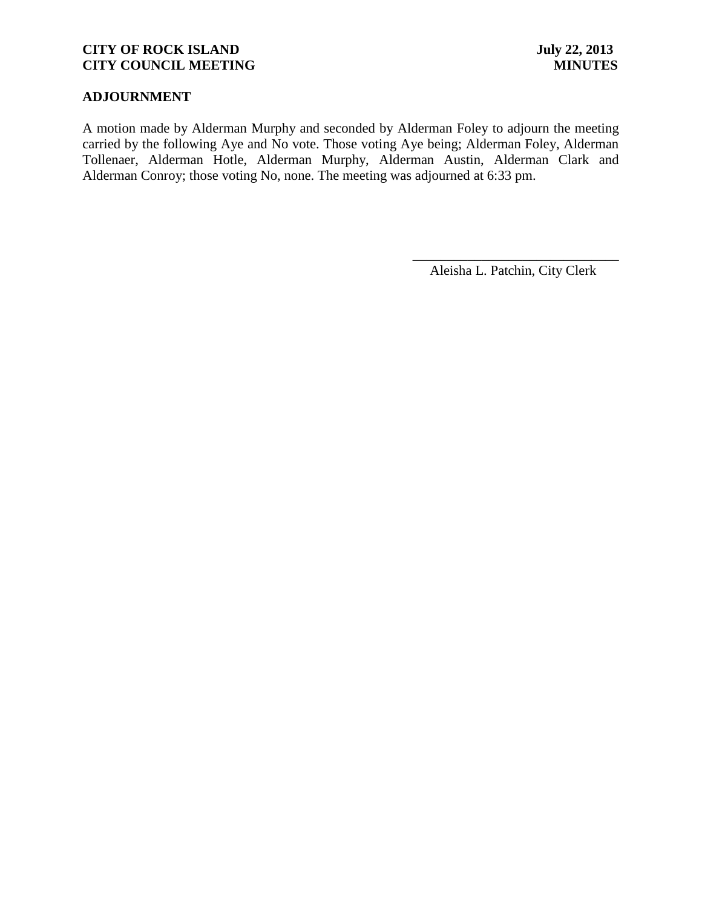## ADJOURNMENT

A motion made by Alderman Murphy and seconded by Alderman Foley to adjourn the meeting carried by the following Aye and No vote. Those voting Aye being; Alderman Foley, Alderman Tollenaer, Alderman Hotle, Alderman Murphy, Alderman Austin, Alderman Clark and Alderman Conroy; those voting No, none. The meeting was adjourned at 6:33 pm.

\_\_\_\_\_\_\_\_\_\_\_\_\_\_\_\_\_\_\_\_\_\_\_\_\_\_\_\_\_\_

Aleisha L. Patchin, City Clerk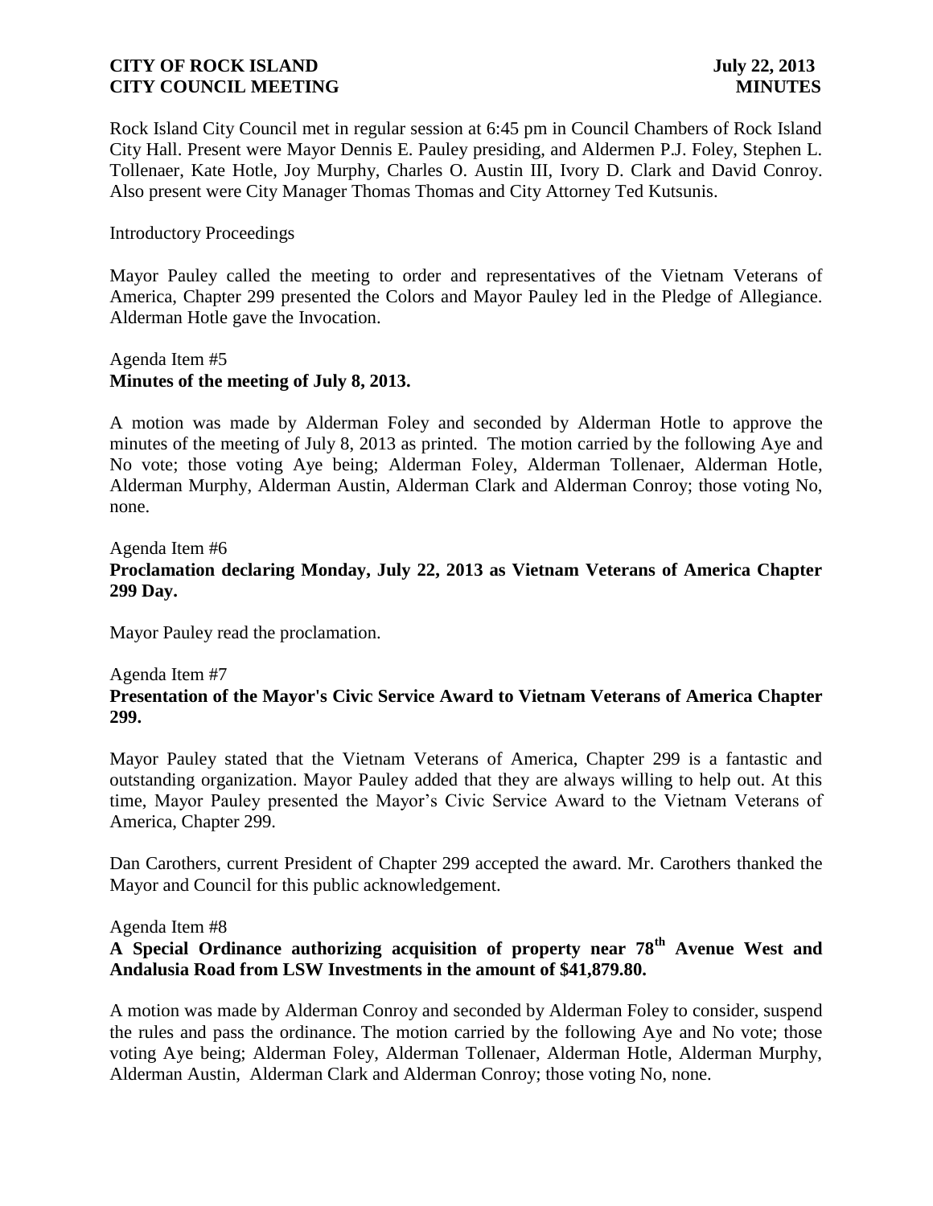Rock Island City Council met in regular session at 6:45 pm in Council Chambers of Rock Island City Hall. Present were Mayor Dennis E. Pauley presiding, and Aldermen P.J. Foley, Stephen L. Tollenaer, Kate Hotle, Joy Murphy, Charles O. Austin III, Ivory D. Clark and David Conroy. Also present were City Manager Thomas Thomas and City Attorney Ted Kutsunis.

Introductory Proceedings

Mayor Pauley called the meeting to order and representatives of the Vietnam Veterans of America, Chapter 299 presented the Colors and Mayor Pauley led in the Pledge of Allegiance. Alderman Hotle gave the Invocation.

Agenda Item #5
**Minutes of the meeting of July 8, 2013.**

A motion was made by Alderman Foley and seconded by Alderman Hotle to approve the minutes of the meeting of July 8, 2013 as printed. The motion carried by the following Aye and No vote; those voting Aye being; Alderman Foley, Alderman Tollenaer, Alderman Hotle, Alderman Murphy, Alderman Austin, Alderman Clark and Alderman Conroy; those voting No, none.

Agenda Item #6
**Proclamation declaring Monday, July 22, 2013 as Vietnam Veterans of America Chapter 299 Day.**

Mayor Pauley read the proclamation.

Agenda Item #7
**Presentation of the Mayor's Civic Service Award to Vietnam Veterans of America Chapter 299.**

Mayor Pauley stated that the Vietnam Veterans of America, Chapter 299 is a fantastic and outstanding organization. Mayor Pauley added that they are always willing to help out. At this time, Mayor Pauley presented the Mayor's Civic Service Award to the Vietnam Veterans of America, Chapter 299.

Dan Carothers, current President of Chapter 299 accepted the award. Mr. Carothers thanked the Mayor and Council for this public acknowledgement.

Agenda Item #8
**A Special Ordinance authorizing acquisition of property near 78th Avenue West and Andalusia Road from LSW Investments in the amount of $41,879.80.**

A motion was made by Alderman Conroy and seconded by Alderman Foley to consider, suspend the rules and pass the ordinance. The motion carried by the following Aye and No vote; those voting Aye being; Alderman Foley, Alderman Tollenaer, Alderman Hotle, Alderman Murphy, Alderman Austin, Alderman Clark and Alderman Conroy; those voting No, none.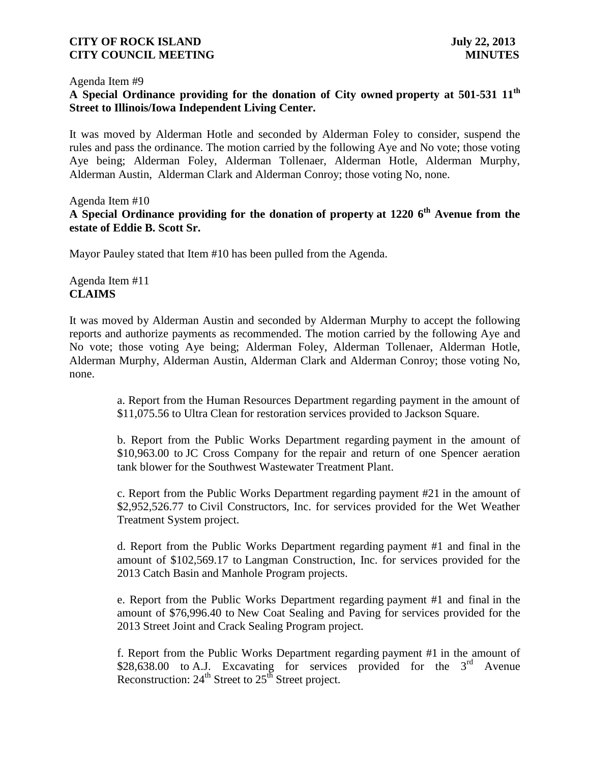Agenda Item #9

**A Special Ordinance providing for the donation of City owned property at 501-531 11th Street to Illinois/Iowa Independent Living Center.**

It was moved by Alderman Hotle and seconded by Alderman Foley to consider, suspend the rules and pass the ordinance. The motion carried by the following Aye and No vote; those voting Aye being; Alderman Foley, Alderman Tollenaer, Alderman Hotle, Alderman Murphy, Alderman Austin, Alderman Clark and Alderman Conroy; those voting No, none.

Agenda Item #10

**A Special Ordinance providing for the donation of property at 1220 6th Avenue from the estate of Eddie B. Scott Sr.**

Mayor Pauley stated that Item #10 has been pulled from the Agenda.

Agenda Item #11

**CLAIMS**

It was moved by Alderman Austin and seconded by Alderman Murphy to accept the following reports and authorize payments as recommended. The motion carried by the following Aye and No vote; those voting Aye being; Alderman Foley, Alderman Tollenaer, Alderman Hotle, Alderman Murphy, Alderman Austin, Alderman Clark and Alderman Conroy; those voting No, none.

a. Report from the Human Resources Department regarding payment in the amount of $11,075.56 to Ultra Clean for restoration services provided to Jackson Square.

b. Report from the Public Works Department regarding payment in the amount of $10,963.00 to JC Cross Company for the repair and return of one Spencer aeration tank blower for the Southwest Wastewater Treatment Plant.

c. Report from the Public Works Department regarding payment #21 in the amount of $2,952,526.77 to Civil Constructors, Inc. for services provided for the Wet Weather Treatment System project.

d. Report from the Public Works Department regarding payment #1 and final in the amount of $102,569.17 to Langman Construction, Inc. for services provided for the 2013 Catch Basin and Manhole Program projects.

e. Report from the Public Works Department regarding payment #1 and final in the amount of $76,996.40 to New Coat Sealing and Paving for services provided for the 2013 Street Joint and Crack Sealing Program project.

f. Report from the Public Works Department regarding payment #1 in the amount of $28,638.00 to A.J. Excavating for services provided for the 3rd Avenue Reconstruction: 24th Street to 25th Street project.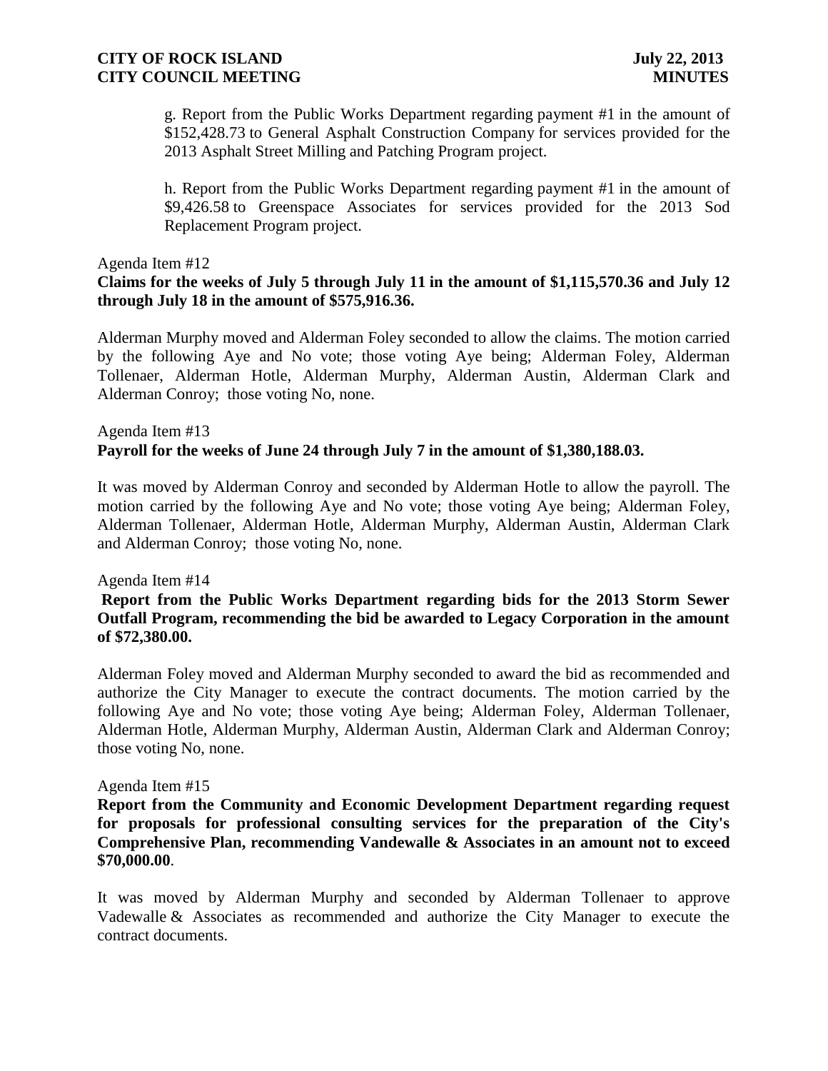g. Report from the Public Works Department regarding payment #1 in the amount of $152,428.73 to General Asphalt Construction Company for services provided for the 2013 Asphalt Street Milling and Patching Program project.

h. Report from the Public Works Department regarding payment #1 in the amount of $9,426.58 to Greenspace Associates for services provided for the 2013 Sod Replacement Program project.

Agenda Item #12

**Claims for the weeks of July 5 through July 11 in the amount of $1,115,570.36 and July 12 through July 18 in the amount of $575,916.36.**

Alderman Murphy moved and Alderman Foley seconded to allow the claims. The motion carried by the following Aye and No vote; those voting Aye being; Alderman Foley, Alderman Tollenaer, Alderman Hotle, Alderman Murphy, Alderman Austin, Alderman Clark and Alderman Conroy; those voting No, none.

Agenda Item #13

**Payroll for the weeks of June 24 through July 7 in the amount of $1,380,188.03.**

It was moved by Alderman Conroy and seconded by Alderman Hotle to allow the payroll. The motion carried by the following Aye and No vote; those voting Aye being; Alderman Foley, Alderman Tollenaer, Alderman Hotle, Alderman Murphy, Alderman Austin, Alderman Clark and Alderman Conroy; those voting No, none.

Agenda Item #14

**Report from the Public Works Department regarding bids for the 2013 Storm Sewer Outfall Program, recommending the bid be awarded to Legacy Corporation in the amount of $72,380.00.**

Alderman Foley moved and Alderman Murphy seconded to award the bid as recommended and authorize the City Manager to execute the contract documents. The motion carried by the following Aye and No vote; those voting Aye being; Alderman Foley, Alderman Tollenaer, Alderman Hotle, Alderman Murphy, Alderman Austin, Alderman Clark and Alderman Conroy; those voting No, none.

Agenda Item #15

**Report from the Community and Economic Development Department regarding request for proposals for professional consulting services for the preparation of the City's Comprehensive Plan, recommending Vandewalle & Associates in an amount not to exceed $70,000.00**.

It was moved by Alderman Murphy and seconded by Alderman Tollenaer to approve Vadewalle & Associates as recommended and authorize the City Manager to execute the contract documents.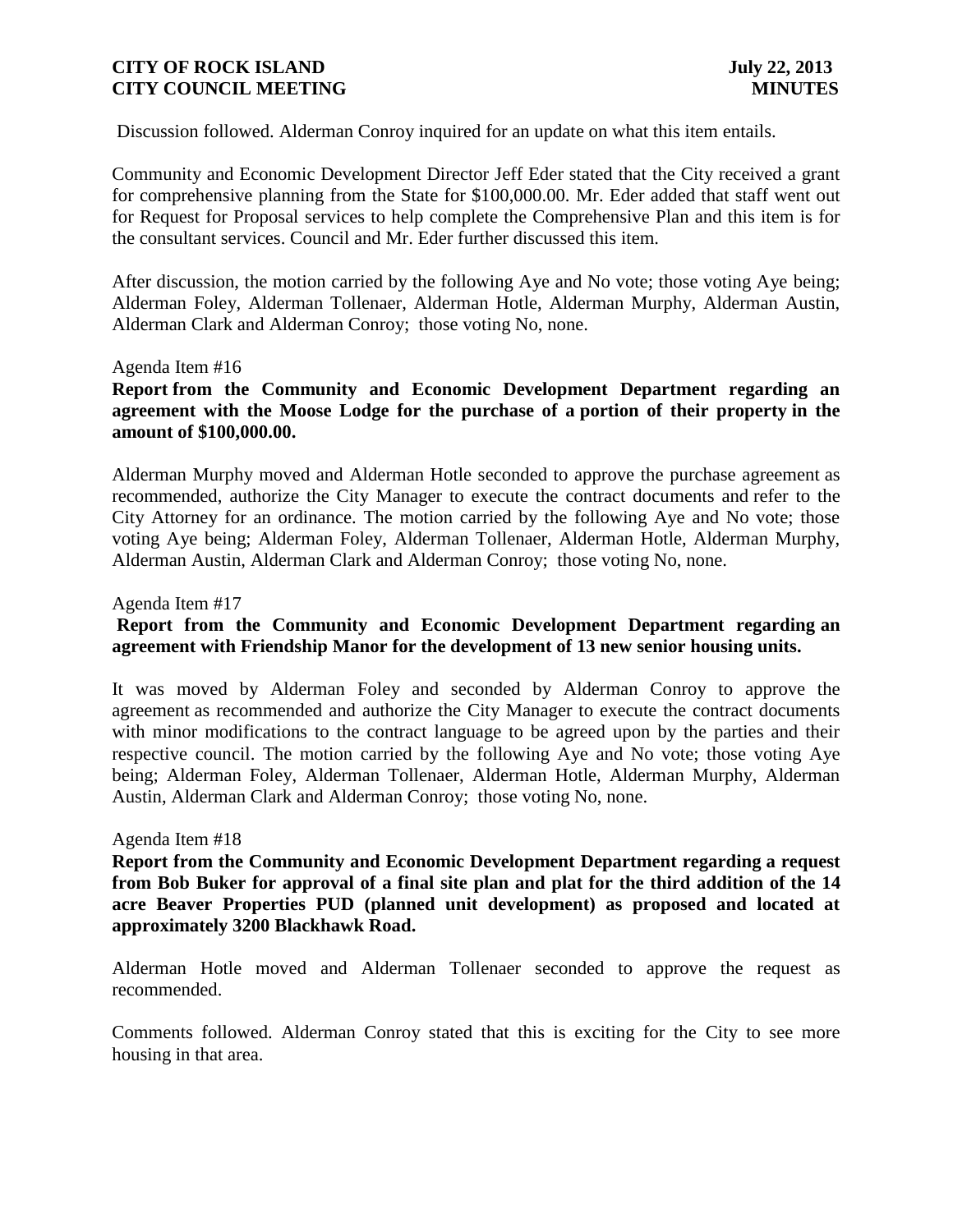Discussion followed. Alderman Conroy inquired for an update on what this item entails.

Community and Economic Development Director Jeff Eder stated that the City received a grant for comprehensive planning from the State for $100,000.00. Mr. Eder added that staff went out for Request for Proposal services to help complete the Comprehensive Plan and this item is for the consultant services. Council and Mr. Eder further discussed this item.

After discussion, the motion carried by the following Aye and No vote; those voting Aye being; Alderman Foley, Alderman Tollenaer, Alderman Hotle, Alderman Murphy, Alderman Austin, Alderman Clark and Alderman Conroy; those voting No, none.

Agenda Item #16

**Report from the Community and Economic Development Department regarding an agreement with the Moose Lodge for the purchase of a portion of their property in the amount of $100,000.00.**

Alderman Murphy moved and Alderman Hotle seconded to approve the purchase agreement as recommended, authorize the City Manager to execute the contract documents and refer to the City Attorney for an ordinance. The motion carried by the following Aye and No vote; those voting Aye being; Alderman Foley, Alderman Tollenaer, Alderman Hotle, Alderman Murphy, Alderman Austin, Alderman Clark and Alderman Conroy; those voting No, none.

Agenda Item #17

**Report from the Community and Economic Development Department regarding an agreement with Friendship Manor for the development of 13 new senior housing units.**

It was moved by Alderman Foley and seconded by Alderman Conroy to approve the agreement as recommended and authorize the City Manager to execute the contract documents with minor modifications to the contract language to be agreed upon by the parties and their respective council. The motion carried by the following Aye and No vote; those voting Aye being; Alderman Foley, Alderman Tollenaer, Alderman Hotle, Alderman Murphy, Alderman Austin, Alderman Clark and Alderman Conroy; those voting No, none.

Agenda Item #18

**Report from the Community and Economic Development Department regarding a request from Bob Buker for approval of a final site plan and plat for the third addition of the 14 acre Beaver Properties PUD (planned unit development) as proposed and located at approximately 3200 Blackhawk Road.**

Alderman Hotle moved and Alderman Tollenaer seconded to approve the request as recommended.

Comments followed. Alderman Conroy stated that this is exciting for the City to see more housing in that area.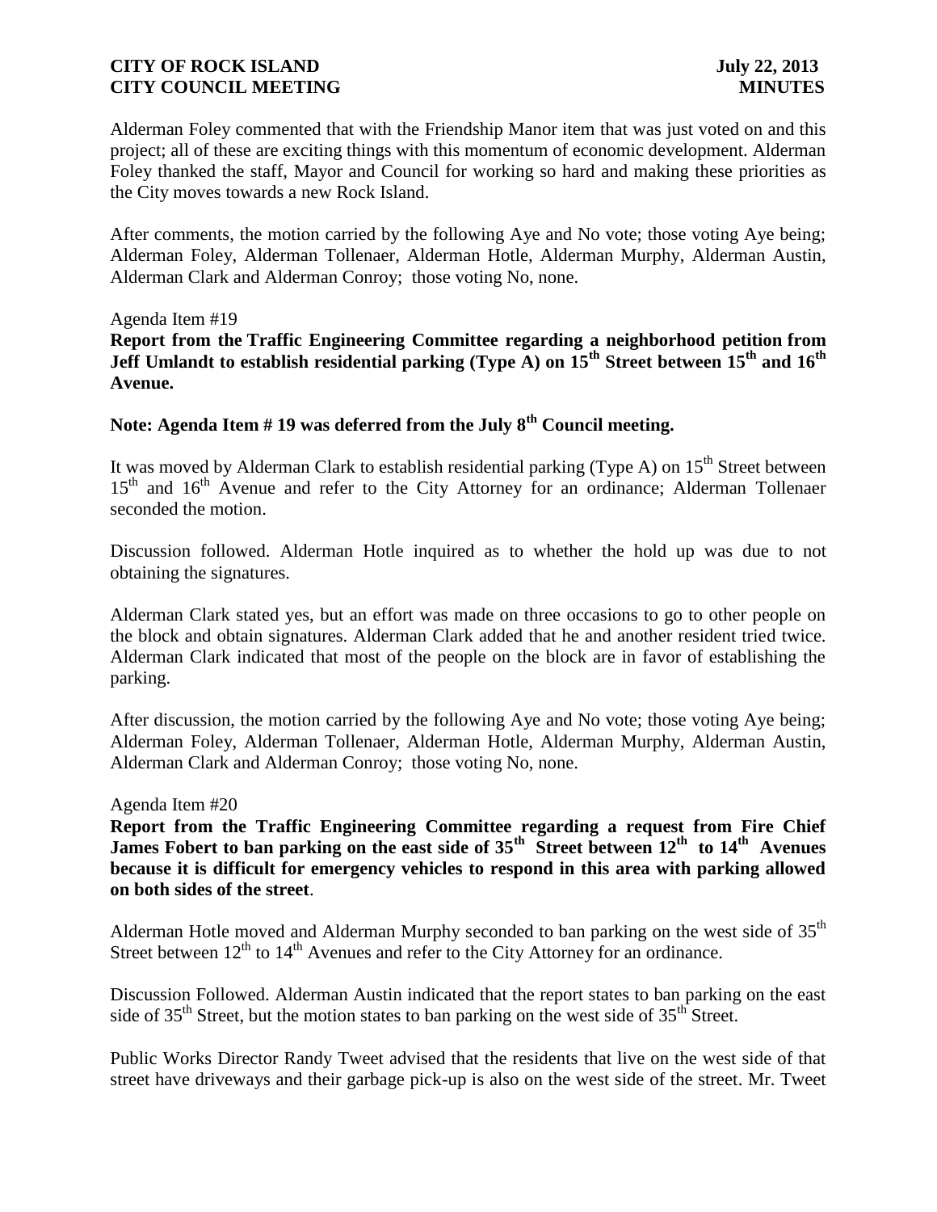Alderman Foley commented that with the Friendship Manor item that was just voted on and this project; all of these are exciting things with this momentum of economic development. Alderman Foley thanked the staff, Mayor and Council for working so hard and making these priorities as the City moves towards a new Rock Island.

After comments, the motion carried by the following Aye and No vote; those voting Aye being; Alderman Foley, Alderman Tollenaer, Alderman Hotle, Alderman Murphy, Alderman Austin, Alderman Clark and Alderman Conroy; those voting No, none.

Agenda Item #19

**Report from the Traffic Engineering Committee regarding a neighborhood petition from Jeff Umlandt to establish residential parking (Type A) on 15th Street between 15th and 16th Avenue.**

**Note: Agenda Item # 19 was deferred from the July 8th Council meeting.**

It was moved by Alderman Clark to establish residential parking (Type A) on 15th Street between 15th and 16th Avenue and refer to the City Attorney for an ordinance; Alderman Tollenaer seconded the motion.

Discussion followed. Alderman Hotle inquired as to whether the hold up was due to not obtaining the signatures.

Alderman Clark stated yes, but an effort was made on three occasions to go to other people on the block and obtain signatures. Alderman Clark added that he and another resident tried twice. Alderman Clark indicated that most of the people on the block are in favor of establishing the parking.

After discussion, the motion carried by the following Aye and No vote; those voting Aye being; Alderman Foley, Alderman Tollenaer, Alderman Hotle, Alderman Murphy, Alderman Austin, Alderman Clark and Alderman Conroy; those voting No, none.

Agenda Item #20

**Report from the Traffic Engineering Committee regarding a request from Fire Chief James Fobert to ban parking on the east side of 35th Street between 12th to 14th Avenues because it is difficult for emergency vehicles to respond in this area with parking allowed on both sides of the street**.

Alderman Hotle moved and Alderman Murphy seconded to ban parking on the west side of 35th Street between 12th to 14th Avenues and refer to the City Attorney for an ordinance.

Discussion Followed. Alderman Austin indicated that the report states to ban parking on the east side of 35th Street, but the motion states to ban parking on the west side of 35th Street.

Public Works Director Randy Tweet advised that the residents that live on the west side of that street have driveways and their garbage pick-up is also on the west side of the street. Mr. Tweet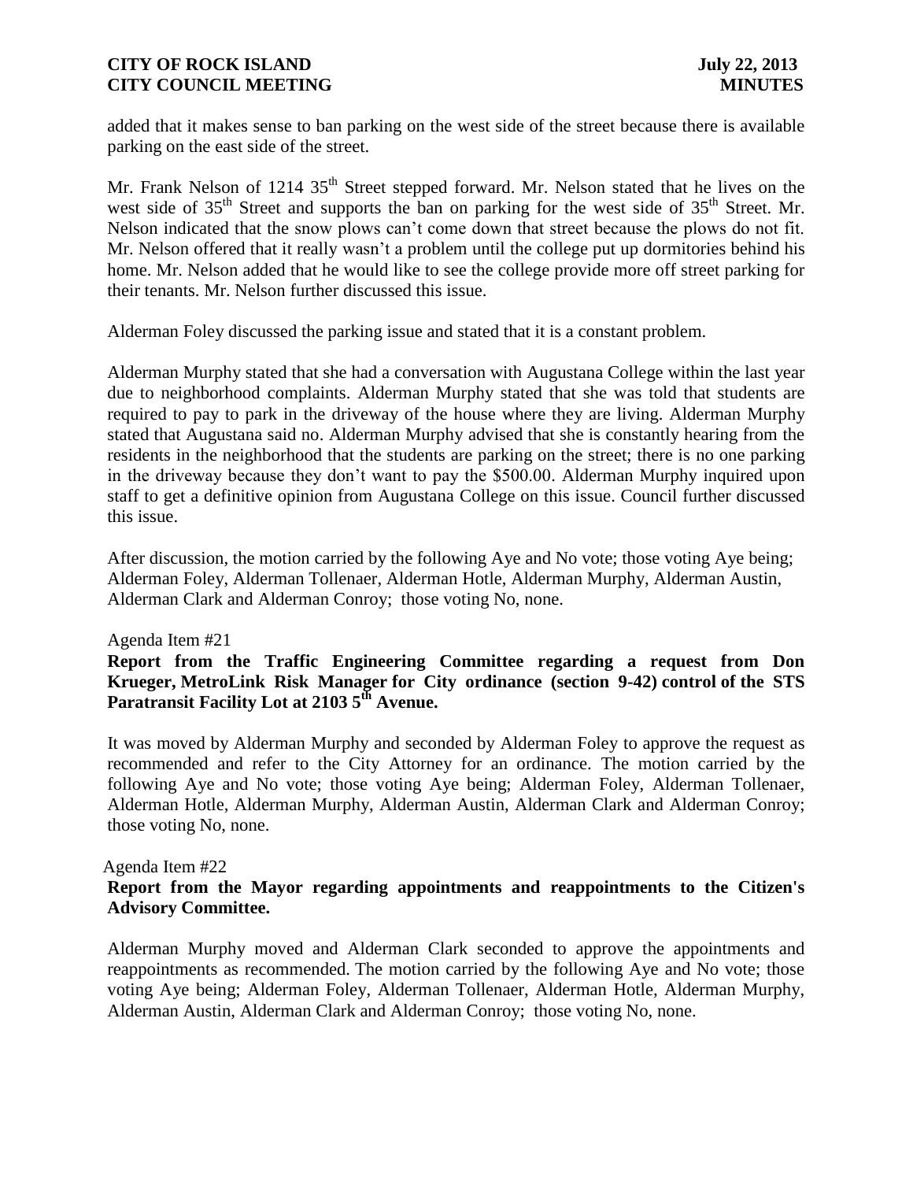added that it makes sense to ban parking on the west side of the street because there is available parking on the east side of the street.

Mr. Frank Nelson of 1214 35th Street stepped forward. Mr. Nelson stated that he lives on the west side of 35th Street and supports the ban on parking for the west side of 35th Street. Mr. Nelson indicated that the snow plows can't come down that street because the plows do not fit. Mr. Nelson offered that it really wasn't a problem until the college put up dormitories behind his home. Mr. Nelson added that he would like to see the college provide more off street parking for their tenants. Mr. Nelson further discussed this issue.

Alderman Foley discussed the parking issue and stated that it is a constant problem.

Alderman Murphy stated that she had a conversation with Augustana College within the last year due to neighborhood complaints. Alderman Murphy stated that she was told that students are required to pay to park in the driveway of the house where they are living. Alderman Murphy stated that Augustana said no. Alderman Murphy advised that she is constantly hearing from the residents in the neighborhood that the students are parking on the street; there is no one parking in the driveway because they don't want to pay the $500.00. Alderman Murphy inquired upon staff to get a definitive opinion from Augustana College on this issue. Council further discussed this issue.

After discussion, the motion carried by the following Aye and No vote; those voting Aye being; Alderman Foley, Alderman Tollenaer, Alderman Hotle, Alderman Murphy, Alderman Austin, Alderman Clark and Alderman Conroy; those voting No, none.

Agenda Item #21

**Report from the Traffic Engineering Committee regarding a request from Don Krueger, MetroLink Risk Manager for City ordinance (section 9-42) control of the STS Paratransit Facility Lot at 2103 5th Avenue.**

It was moved by Alderman Murphy and seconded by Alderman Foley to approve the request as recommended and refer to the City Attorney for an ordinance. The motion carried by the following Aye and No vote; those voting Aye being; Alderman Foley, Alderman Tollenaer, Alderman Hotle, Alderman Murphy, Alderman Austin, Alderman Clark and Alderman Conroy; those voting No, none.

Agenda Item #22

**Report from the Mayor regarding appointments and reappointments to the Citizen's Advisory Committee.**

Alderman Murphy moved and Alderman Clark seconded to approve the appointments and reappointments as recommended. The motion carried by the following Aye and No vote; those voting Aye being; Alderman Foley, Alderman Tollenaer, Alderman Hotle, Alderman Murphy, Alderman Austin, Alderman Clark and Alderman Conroy; those voting No, none.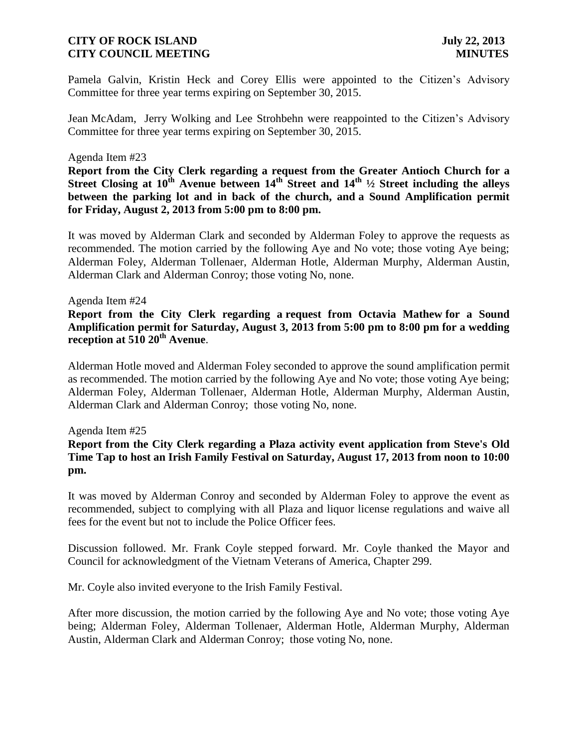Pamela Galvin, Kristin Heck and Corey Ellis were appointed to the Citizen's Advisory Committee for three year terms expiring on September 30, 2015.

Jean McAdam, Jerry Wolking and Lee Strohbehn were reappointed to the Citizen's Advisory Committee for three year terms expiring on September 30, 2015.

Agenda Item #23

**Report from the City Clerk regarding a request from the Greater Antioch Church for a Street Closing at 10th Avenue between 14th Street and 14th ½ Street including the alleys between the parking lot and in back of the church, and a Sound Amplification permit for Friday, August 2, 2013 from 5:00 pm to 8:00 pm.**

It was moved by Alderman Clark and seconded by Alderman Foley to approve the requests as recommended. The motion carried by the following Aye and No vote; those voting Aye being; Alderman Foley, Alderman Tollenaer, Alderman Hotle, Alderman Murphy, Alderman Austin, Alderman Clark and Alderman Conroy; those voting No, none.

Agenda Item #24

**Report from the City Clerk regarding a request from Octavia Mathew for a Sound Amplification permit for Saturday, August 3, 2013 from 5:00 pm to 8:00 pm for a wedding reception at 510 20th Avenue**.

Alderman Hotle moved and Alderman Foley seconded to approve the sound amplification permit as recommended. The motion carried by the following Aye and No vote; those voting Aye being; Alderman Foley, Alderman Tollenaer, Alderman Hotle, Alderman Murphy, Alderman Austin, Alderman Clark and Alderman Conroy; those voting No, none.

Agenda Item #25

**Report from the City Clerk regarding a Plaza activity event application from Steve's Old Time Tap to host an Irish Family Festival on Saturday, August 17, 2013 from noon to 10:00 pm.**

It was moved by Alderman Conroy and seconded by Alderman Foley to approve the event as recommended, subject to complying with all Plaza and liquor license regulations and waive all fees for the event but not to include the Police Officer fees.

Discussion followed. Mr. Frank Coyle stepped forward. Mr. Coyle thanked the Mayor and Council for acknowledgment of the Vietnam Veterans of America, Chapter 299.

Mr. Coyle also invited everyone to the Irish Family Festival.

After more discussion, the motion carried by the following Aye and No vote; those voting Aye being; Alderman Foley, Alderman Tollenaer, Alderman Hotle, Alderman Murphy, Alderman Austin, Alderman Clark and Alderman Conroy; those voting No, none.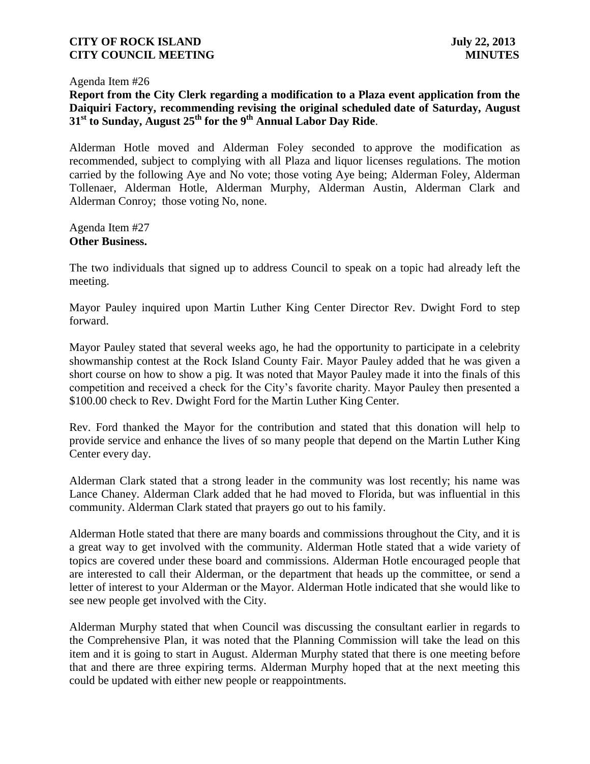Agenda Item #26

**Report from the City Clerk regarding a modification to a Plaza event application from the Daiquiri Factory, recommending revising the original scheduled date of Saturday, August 31st to Sunday, August 25th for the 9th Annual Labor Day Ride**.

Alderman Hotle moved and Alderman Foley seconded to approve the modification as recommended, subject to complying with all Plaza and liquor licenses regulations. The motion carried by the following Aye and No vote; those voting Aye being; Alderman Foley, Alderman Tollenaer, Alderman Hotle, Alderman Murphy, Alderman Austin, Alderman Clark and Alderman Conroy; those voting No, none.

Agenda Item #27

**Other Business.**

The two individuals that signed up to address Council to speak on a topic had already left the meeting.

Mayor Pauley inquired upon Martin Luther King Center Director Rev. Dwight Ford to step forward.

Mayor Pauley stated that several weeks ago, he had the opportunity to participate in a celebrity showmanship contest at the Rock Island County Fair. Mayor Pauley added that he was given a short course on how to show a pig. It was noted that Mayor Pauley made it into the finals of this competition and received a check for the City's favorite charity. Mayor Pauley then presented a $100.00 check to Rev. Dwight Ford for the Martin Luther King Center.

Rev. Ford thanked the Mayor for the contribution and stated that this donation will help to provide service and enhance the lives of so many people that depend on the Martin Luther King Center every day.

Alderman Clark stated that a strong leader in the community was lost recently; his name was Lance Chaney. Alderman Clark added that he had moved to Florida, but was influential in this community. Alderman Clark stated that prayers go out to his family.

Alderman Hotle stated that there are many boards and commissions throughout the City, and it is a great way to get involved with the community. Alderman Hotle stated that a wide variety of topics are covered under these board and commissions. Alderman Hotle encouraged people that are interested to call their Alderman, or the department that heads up the committee, or send a letter of interest to your Alderman or the Mayor. Alderman Hotle indicated that she would like to see new people get involved with the City.

Alderman Murphy stated that when Council was discussing the consultant earlier in regards to the Comprehensive Plan, it was noted that the Planning Commission will take the lead on this item and it is going to start in August. Alderman Murphy stated that there is one meeting before that and there are three expiring terms. Alderman Murphy hoped that at the next meeting this could be updated with either new people or reappointments.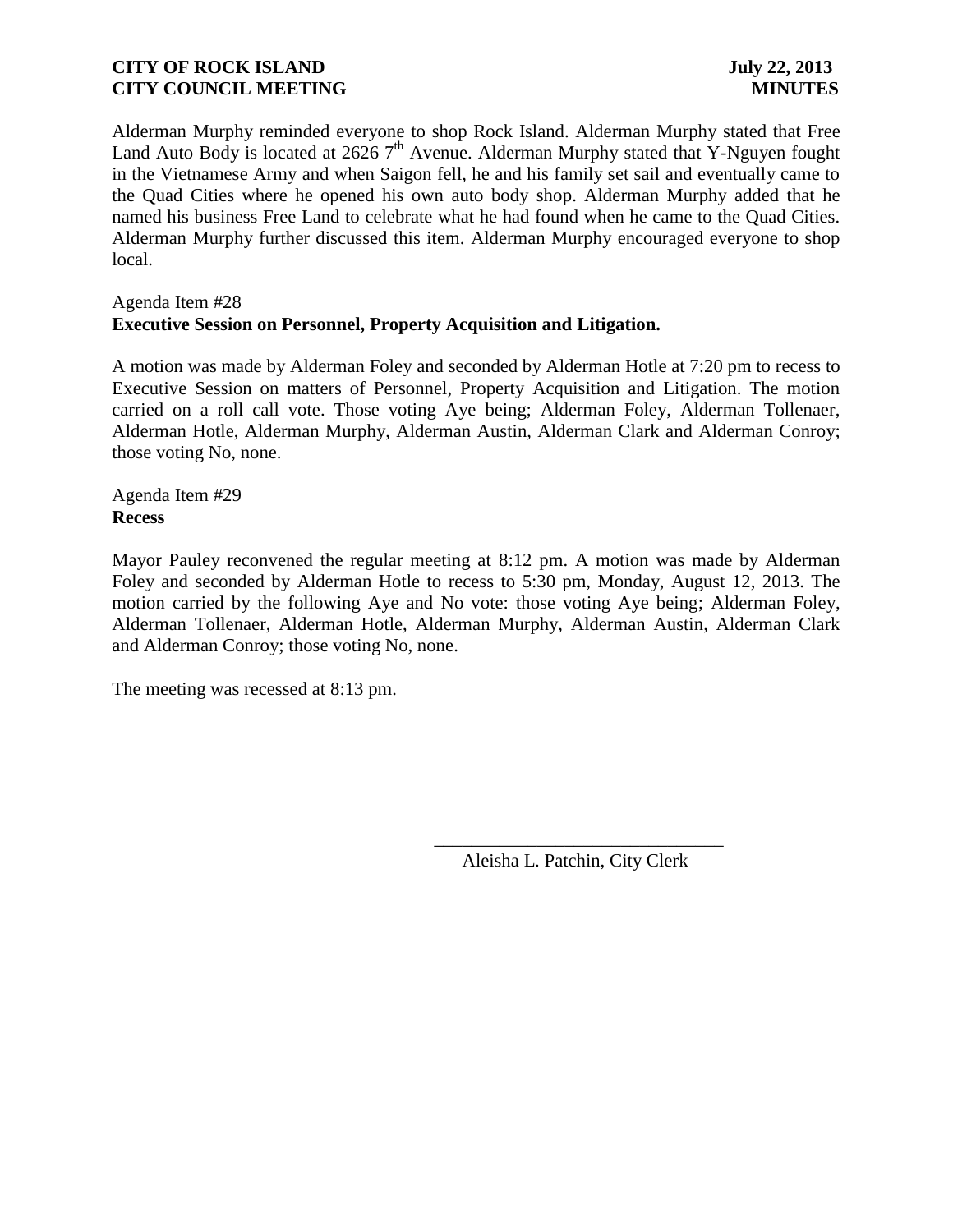Alderman Murphy reminded everyone to shop Rock Island. Alderman Murphy stated that Free Land Auto Body is located at 2626 7th Avenue. Alderman Murphy stated that Y-Nguyen fought in the Vietnamese Army and when Saigon fell, he and his family set sail and eventually came to the Quad Cities where he opened his own auto body shop. Alderman Murphy added that he named his business Free Land to celebrate what he had found when he came to the Quad Cities. Alderman Murphy further discussed this item. Alderman Murphy encouraged everyone to shop local.

Agenda Item #28
**Executive Session on Personnel, Property Acquisition and Litigation.**

A motion was made by Alderman Foley and seconded by Alderman Hotle at 7:20 pm to recess to Executive Session on matters of Personnel, Property Acquisition and Litigation. The motion carried on a roll call vote. Those voting Aye being; Alderman Foley, Alderman Tollenaer, Alderman Hotle, Alderman Murphy, Alderman Austin, Alderman Clark and Alderman Conroy; those voting No, none.

Agenda Item #29
**Recess**

Mayor Pauley reconvened the regular meeting at 8:12 pm. A motion was made by Alderman Foley and seconded by Alderman Hotle to recess to 5:30 pm, Monday, August 12, 2013. The motion carried by the following Aye and No vote: those voting Aye being; Alderman Foley, Alderman Tollenaer, Alderman Hotle, Alderman Murphy, Alderman Austin, Alderman Clark and Alderman Conroy; those voting No, none.

The meeting was recessed at 8:13 pm.

\_\_\_\_\_\_\_\_\_\_\_\_\_\_\_\_\_\_\_\_\_\_\_\_\_\_\_\_\_\_\_\_
Aleisha L. Patchin, City Clerk